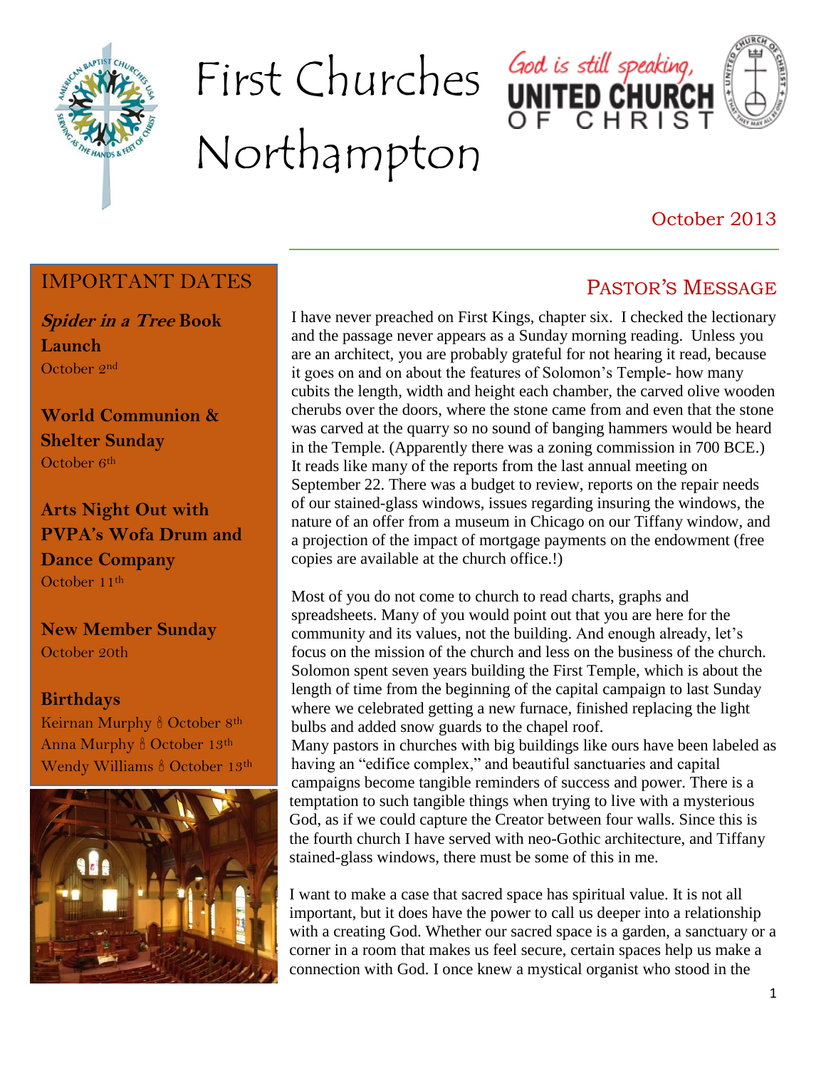# First Churches Northampton

God is still speaking, UNITED CHURCH OF CHRIST

October 2013

## IMPORTANT DATES

***Spider in a Tree* Book Launch**
October 2nd

**World Communion & Shelter Sunday**
October 6th

**Arts Night Out with PVPA's Wofa Drum and Dance Company**
October 11th

**New Member Sunday**
October 20th

**Birthdays**
Keirnan Murphy 🕯 October 8th
Anna Murphy 🕯 October 13th
Wendy Williams 🕯 October 13th

## PASTOR'S MESSAGE

I have never preached on First Kings, chapter six. I checked the lectionary and the passage never appears as a Sunday morning reading. Unless you are an architect, you are probably grateful for not hearing it read, because it goes on and on about the features of Solomon's Temple- how many cubits the length, width and height each chamber, the carved olive wooden cherubs over the doors, where the stone came from and even that the stone was carved at the quarry so no sound of banging hammers would be heard in the Temple. (Apparently there was a zoning commission in 700 BCE.) It reads like many of the reports from the last annual meeting on September 22. There was a budget to review, reports on the repair needs of our stained-glass windows, issues regarding insuring the windows, the nature of an offer from a museum in Chicago on our Tiffany window, and a projection of the impact of mortgage payments on the endowment (free copies are available at the church office.!)

Most of you do not come to church to read charts, graphs and spreadsheets. Many of you would point out that you are here for the community and its values, not the building. And enough already, let's focus on the mission of the church and less on the business of the church. Solomon spent seven years building the First Temple, which is about the length of time from the beginning of the capital campaign to last Sunday where we celebrated getting a new furnace, finished replacing the light bulbs and added snow guards to the chapel roof.

Many pastors in churches with big buildings like ours have been labeled as having an "edifice complex," and beautiful sanctuaries and capital campaigns become tangible reminders of success and power. There is a temptation to such tangible things when trying to live with a mysterious God, as if we could capture the Creator between four walls. Since this is the fourth church I have served with neo-Gothic architecture, and Tiffany stained-glass windows, there must be some of this in me.

I want to make a case that sacred space has spiritual value. It is not all important, but it does have the power to call us deeper into a relationship with a creating God. Whether our sacred space is a garden, a sanctuary or a corner in a room that makes us feel secure, certain spaces help us make a connection with God. I once knew a mystical organist who stood in the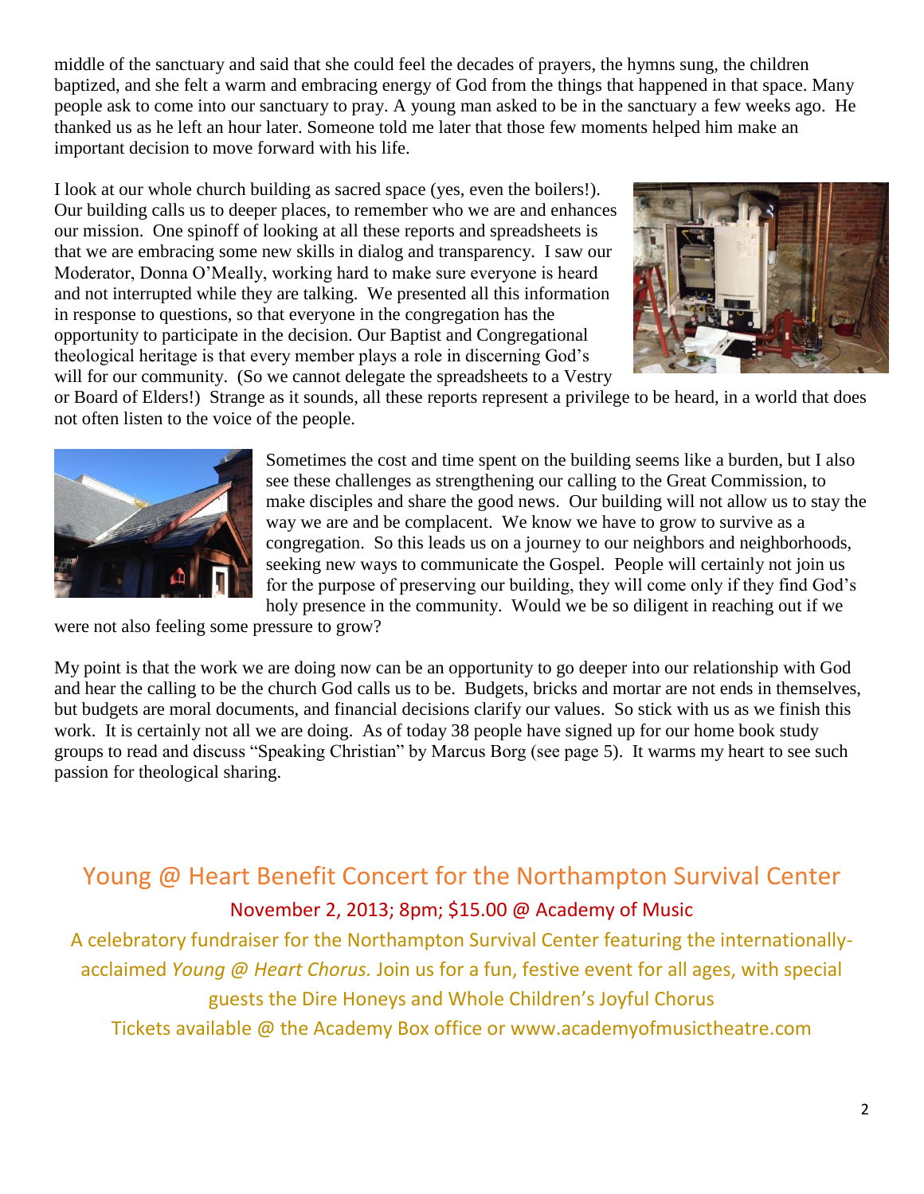middle of the sanctuary and said that she could feel the decades of prayers, the hymns sung, the children baptized, and she felt a warm and embracing energy of God from the things that happened in that space. Many people ask to come into our sanctuary to pray. A young man asked to be in the sanctuary a few weeks ago. He thanked us as he left an hour later. Someone told me later that those few moments helped him make an important decision to move forward with his life.

I look at our whole church building as sacred space (yes, even the boilers!). Our building calls us to deeper places, to remember who we are and enhances our mission. One spinoff of looking at all these reports and spreadsheets is that we are embracing some new skills in dialog and transparency. I saw our Moderator, Donna O'Meally, working hard to make sure everyone is heard and not interrupted while they are talking. We presented all this information in response to questions, so that everyone in the congregation has the opportunity to participate in the decision. Our Baptist and Congregational theological heritage is that every member plays a role in discerning God's will for our community. (So we cannot delegate the spreadsheets to a Vestry or Board of Elders!) Strange as it sounds, all these reports represent a privilege to be heard, in a world that does not often listen to the voice of the people.

Sometimes the cost and time spent on the building seems like a burden, but I also see these challenges as strengthening our calling to the Great Commission, to make disciples and share the good news. Our building will not allow us to stay the way we are and be complacent. We know we have to grow to survive as a congregation. So this leads us on a journey to our neighbors and neighborhoods, seeking new ways to communicate the Gospel. People will certainly not join us for the purpose of preserving our building, they will come only if they find God's holy presence in the community. Would we be so diligent in reaching out if we were not also feeling some pressure to grow?

My point is that the work we are doing now can be an opportunity to go deeper into our relationship with God and hear the calling to be the church God calls us to be. Budgets, bricks and mortar are not ends in themselves, but budgets are moral documents, and financial decisions clarify our values. So stick with us as we finish this work. It is certainly not all we are doing. As of today 38 people have signed up for our home book study groups to read and discuss "Speaking Christian" by Marcus Borg (see page 5). It warms my heart to see such passion for theological sharing.

## Young @ Heart Benefit Concert for the Northampton Survival Center

November 2, 2013; 8pm; $15.00 @ Academy of Music

A celebratory fundraiser for the Northampton Survival Center featuring the internationally-acclaimed *Young @ Heart Chorus.* Join us for a fun, festive event for all ages, with special guests the Dire Honeys and Whole Children's Joyful Chorus

Tickets available @ the Academy Box office or www.academyofmusictheatre.com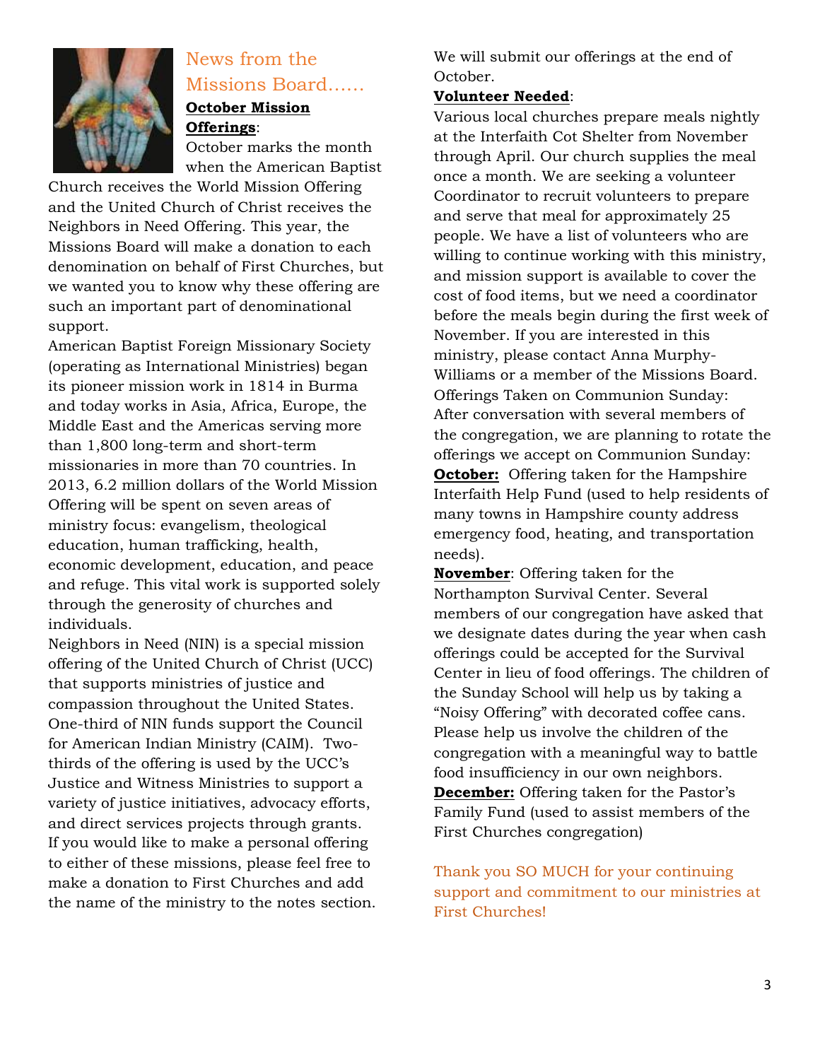## News from the Missions Board……

**October Mission Offerings**:

October marks the month when the American Baptist Church receives the World Mission Offering and the United Church of Christ receives the Neighbors in Need Offering. This year, the Missions Board will make a donation to each denomination on behalf of First Churches, but we wanted you to know why these offering are such an important part of denominational support.

American Baptist Foreign Missionary Society (operating as International Ministries) began its pioneer mission work in 1814 in Burma and today works in Asia, Africa, Europe, the Middle East and the Americas serving more than 1,800 long-term and short-term missionaries in more than 70 countries. In 2013, 6.2 million dollars of the World Mission Offering will be spent on seven areas of ministry focus: evangelism, theological education, human trafficking, health, economic development, education, and peace and refuge. This vital work is supported solely through the generosity of churches and individuals.

Neighbors in Need (NIN) is a special mission offering of the United Church of Christ (UCC) that supports ministries of justice and compassion throughout the United States. One-third of NIN funds support the Council for American Indian Ministry (CAIM). Two-thirds of the offering is used by the UCC's Justice and Witness Ministries to support a variety of justice initiatives, advocacy efforts, and direct services projects through grants. If you would like to make a personal offering to either of these missions, please feel free to make a donation to First Churches and add the name of the ministry to the notes section. We will submit our offerings at the end of October.

**Volunteer Needed**:

Various local churches prepare meals nightly at the Interfaith Cot Shelter from November through April. Our church supplies the meal once a month. We are seeking a volunteer Coordinator to recruit volunteers to prepare and serve that meal for approximately 25 people. We have a list of volunteers who are willing to continue working with this ministry, and mission support is available to cover the cost of food items, but we need a coordinator before the meals begin during the first week of November. If you are interested in this ministry, please contact Anna Murphy-Williams or a member of the Missions Board.

Offerings Taken on Communion Sunday:

After conversation with several members of the congregation, we are planning to rotate the offerings we accept on Communion Sunday:

**October:** Offering taken for the Hampshire Interfaith Help Fund (used to help residents of many towns in Hampshire county address emergency food, heating, and transportation needs).

**November**: Offering taken for the Northampton Survival Center. Several members of our congregation have asked that we designate dates during the year when cash offerings could be accepted for the Survival Center in lieu of food offerings. The children of the Sunday School will help us by taking a "Noisy Offering" with decorated coffee cans. Please help us involve the children of the congregation with a meaningful way to battle food insufficiency in our own neighbors.

**December:** Offering taken for the Pastor's Family Fund (used to assist members of the First Churches congregation)

Thank you SO MUCH for your continuing support and commitment to our ministries at First Churches!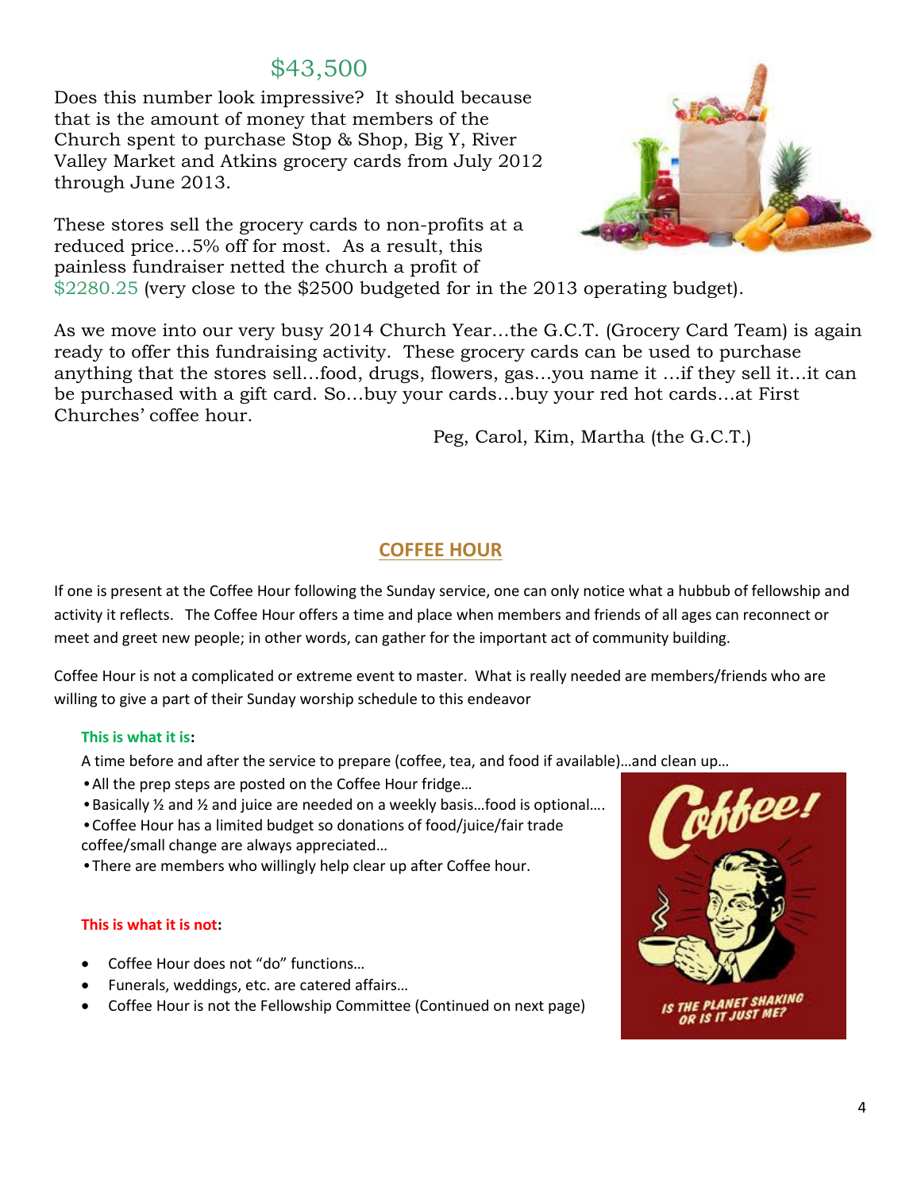## $43,500

Does this number look impressive? It should because that is the amount of money that members of the Church spent to purchase Stop & Shop, Big Y, River Valley Market and Atkins grocery cards from July 2012 through June 2013.

These stores sell the grocery cards to non-profits at a reduced price…5% off for most. As a result, this painless fundraiser netted the church a profit of $2280.25 (very close to the $2500 budgeted for in the 2013 operating budget).

As we move into our very busy 2014 Church Year…the G.C.T. (Grocery Card Team) is again ready to offer this fundraising activity. These grocery cards can be used to purchase anything that the stores sell…food, drugs, flowers, gas…you name it …if they sell it…it can be purchased with a gift card. So…buy your cards…buy your red hot cards…at First Churches' coffee hour.

Peg, Carol, Kim, Martha (the G.C.T.)

## COFFEE HOUR

If one is present at the Coffee Hour following the Sunday service, one can only notice what a hubbub of fellowship and activity it reflects. The Coffee Hour offers a time and place when members and friends of all ages can reconnect or meet and greet new people; in other words, can gather for the important act of community building.

Coffee Hour is not a complicated or extreme event to master. What is really needed are members/friends who are willing to give a part of their Sunday worship schedule to this endeavor

**This is what it is:**

A time before and after the service to prepare (coffee, tea, and food if available)…and clean up…

- All the prep steps are posted on the Coffee Hour fridge…
- Basically ½ and ½ and juice are needed on a weekly basis…food is optional….
- Coffee Hour has a limited budget so donations of food/juice/fair trade coffee/small change are always appreciated…
- There are members who willingly help clear up after Coffee hour.

**This is what it is not:**

- Coffee Hour does not "do" functions…
- Funerals, weddings, etc. are catered affairs…
- Coffee Hour is not the Fellowship Committee (Continued on next page)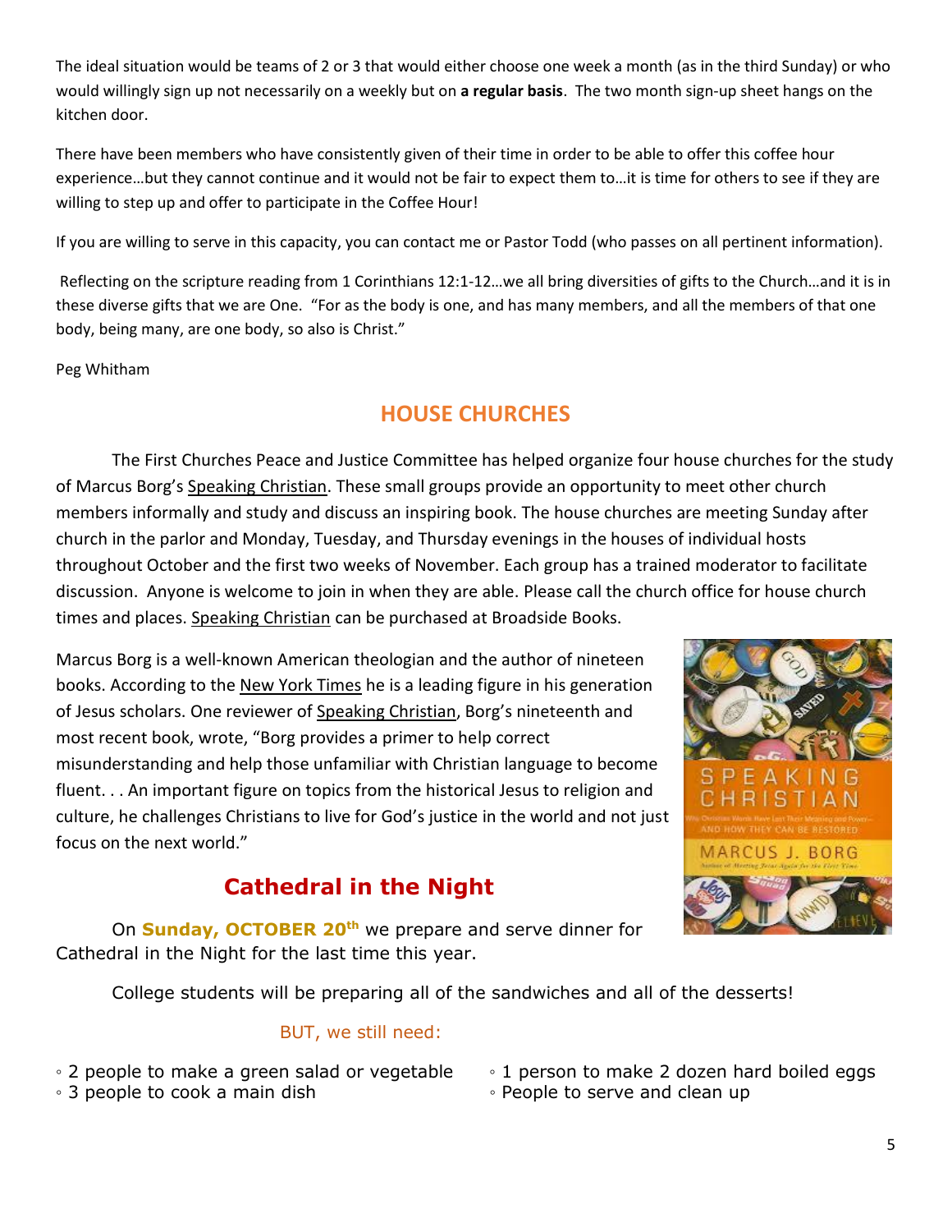The ideal situation would be teams of 2 or 3 that would either choose one week a month (as in the third Sunday) or who would willingly sign up not necessarily on a weekly but on **a regular basis**. The two month sign-up sheet hangs on the kitchen door.

There have been members who have consistently given of their time in order to be able to offer this coffee hour experience…but they cannot continue and it would not be fair to expect them to…it is time for others to see if they are willing to step up and offer to participate in the Coffee Hour!

If you are willing to serve in this capacity, you can contact me or Pastor Todd (who passes on all pertinent information).

Reflecting on the scripture reading from 1 Corinthians 12:1-12…we all bring diversities of gifts to the Church…and it is in these diverse gifts that we are One. "For as the body is one, and has many members, and all the members of that one body, being many, are one body, so also is Christ."

Peg Whitham

## HOUSE CHURCHES

The First Churches Peace and Justice Committee has helped organize four house churches for the study of Marcus Borg's Speaking Christian. These small groups provide an opportunity to meet other church members informally and study and discuss an inspiring book. The house churches are meeting Sunday after church in the parlor and Monday, Tuesday, and Thursday evenings in the houses of individual hosts throughout October and the first two weeks of November. Each group has a trained moderator to facilitate discussion. Anyone is welcome to join in when they are able. Please call the church office for house church times and places. Speaking Christian can be purchased at Broadside Books.

Marcus Borg is a well-known American theologian and the author of nineteen books. According to the New York Times he is a leading figure in his generation of Jesus scholars. One reviewer of Speaking Christian, Borg's nineteenth and most recent book, wrote, "Borg provides a primer to help correct misunderstanding and help those unfamiliar with Christian language to become fluent. . . An important figure on topics from the historical Jesus to religion and culture, he challenges Christians to live for God's justice in the world and not just focus on the next world."

## Cathedral in the Night

On **Sunday, OCTOBER 20th** we prepare and serve dinner for Cathedral in the Night for the last time this year.

College students will be preparing all of the sandwiches and all of the desserts!

BUT, we still need:

- 2 people to make a green salad or vegetable
- 3 people to cook a main dish
- 1 person to make 2 dozen hard boiled eggs
- People to serve and clean up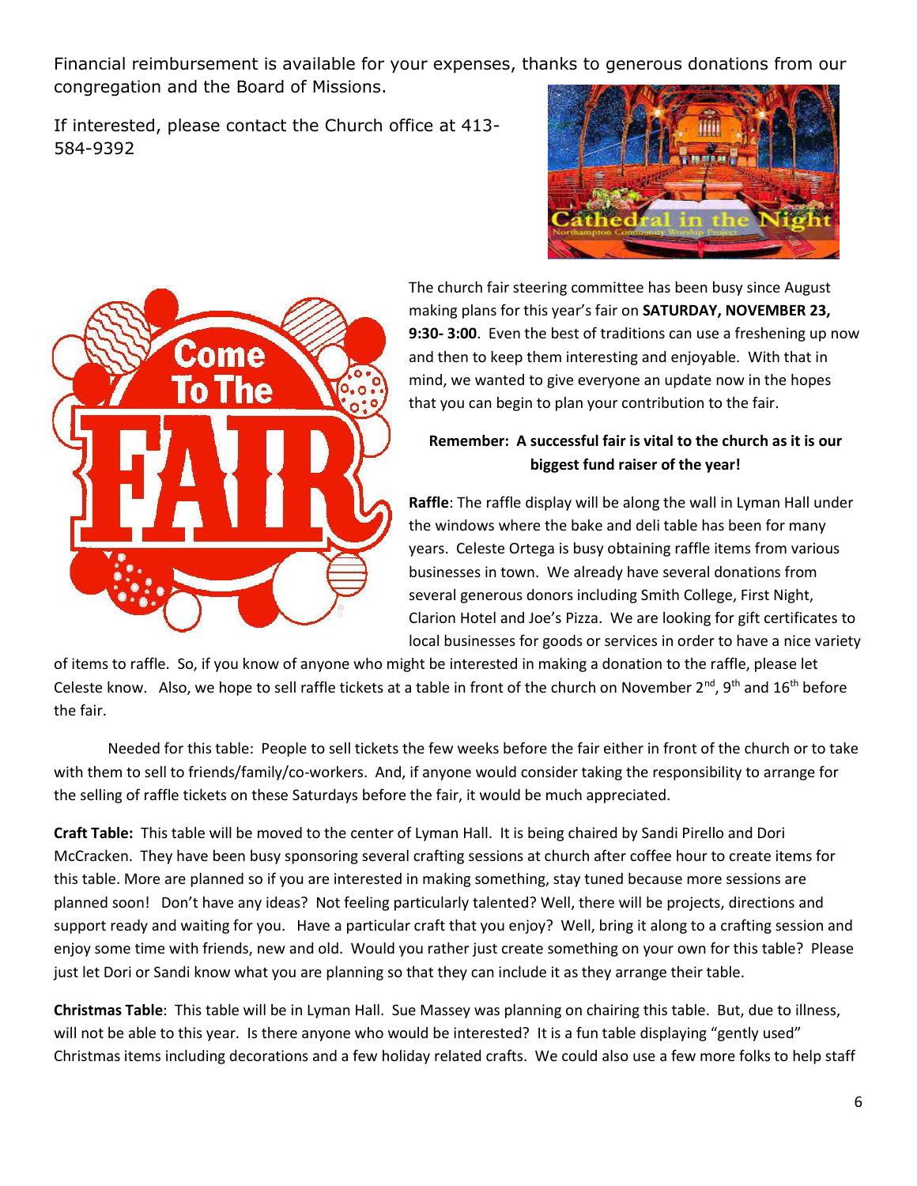Financial reimbursement is available for your expenses, thanks to generous donations from our congregation and the Board of Missions.

If interested, please contact the Church office at 413-584-9392

The church fair steering committee has been busy since August making plans for this year's fair on **SATURDAY, NOVEMBER 23, 9:30- 3:00**. Even the best of traditions can use a freshening up now and then to keep them interesting and enjoyable. With that in mind, we wanted to give everyone an update now in the hopes that you can begin to plan your contribution to the fair.

**Remember: A successful fair is vital to the church as it is our biggest fund raiser of the year!**

**Raffle**: The raffle display will be along the wall in Lyman Hall under the windows where the bake and deli table has been for many years. Celeste Ortega is busy obtaining raffle items from various businesses in town. We already have several donations from several generous donors including Smith College, First Night, Clarion Hotel and Joe's Pizza. We are looking for gift certificates to local businesses for goods or services in order to have a nice variety of items to raffle. So, if you know of anyone who might be interested in making a donation to the raffle, please let Celeste know. Also, we hope to sell raffle tickets at a table in front of the church on November 2nd, 9th and 16th before the fair.

Needed for this table: People to sell tickets the few weeks before the fair either in front of the church or to take with them to sell to friends/family/co-workers. And, if anyone would consider taking the responsibility to arrange for the selling of raffle tickets on these Saturdays before the fair, it would be much appreciated.

**Craft Table:** This table will be moved to the center of Lyman Hall. It is being chaired by Sandi Pirello and Dori McCracken. They have been busy sponsoring several crafting sessions at church after coffee hour to create items for this table. More are planned so if you are interested in making something, stay tuned because more sessions are planned soon! Don't have any ideas? Not feeling particularly talented? Well, there will be projects, directions and support ready and waiting for you. Have a particular craft that you enjoy? Well, bring it along to a crafting session and enjoy some time with friends, new and old. Would you rather just create something on your own for this table? Please just let Dori or Sandi know what you are planning so that they can include it as they arrange their table.

**Christmas Table**: This table will be in Lyman Hall. Sue Massey was planning on chairing this table. But, due to illness, will not be able to this year. Is there anyone who would be interested? It is a fun table displaying "gently used" Christmas items including decorations and a few holiday related crafts. We could also use a few more folks to help staff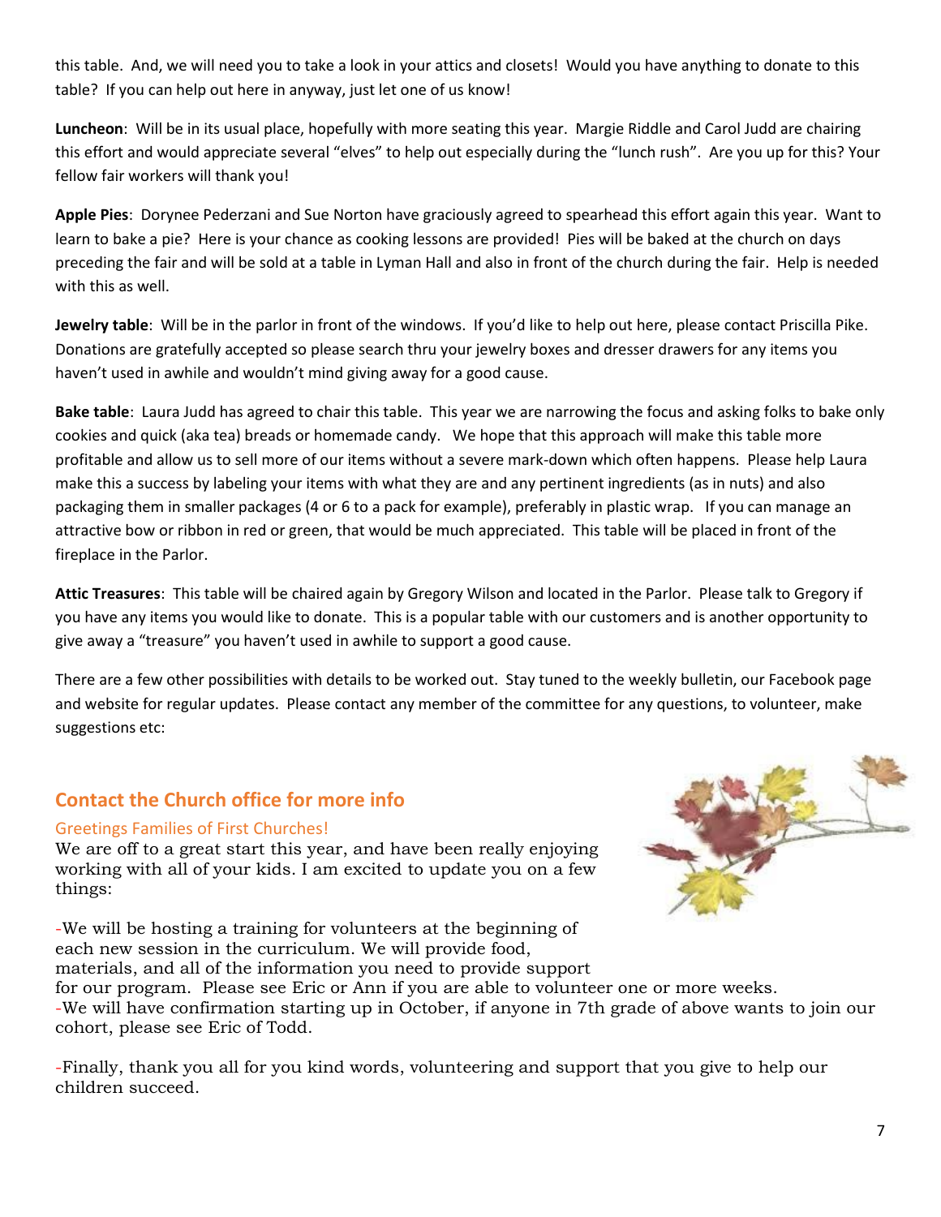this table. And, we will need you to take a look in your attics and closets! Would you have anything to donate to this table? If you can help out here in anyway, just let one of us know!

**Luncheon**: Will be in its usual place, hopefully with more seating this year. Margie Riddle and Carol Judd are chairing this effort and would appreciate several "elves" to help out especially during the "lunch rush". Are you up for this? Your fellow fair workers will thank you!

**Apple Pies**: Dorynee Pederzani and Sue Norton have graciously agreed to spearhead this effort again this year. Want to learn to bake a pie? Here is your chance as cooking lessons are provided! Pies will be baked at the church on days preceding the fair and will be sold at a table in Lyman Hall and also in front of the church during the fair. Help is needed with this as well.

**Jewelry table**: Will be in the parlor in front of the windows. If you'd like to help out here, please contact Priscilla Pike. Donations are gratefully accepted so please search thru your jewelry boxes and dresser drawers for any items you haven't used in awhile and wouldn't mind giving away for a good cause.

**Bake table**: Laura Judd has agreed to chair this table. This year we are narrowing the focus and asking folks to bake only cookies and quick (aka tea) breads or homemade candy. We hope that this approach will make this table more profitable and allow us to sell more of our items without a severe mark-down which often happens. Please help Laura make this a success by labeling your items with what they are and any pertinent ingredients (as in nuts) and also packaging them in smaller packages (4 or 6 to a pack for example), preferably in plastic wrap. If you can manage an attractive bow or ribbon in red or green, that would be much appreciated. This table will be placed in front of the fireplace in the Parlor.

**Attic Treasures**: This table will be chaired again by Gregory Wilson and located in the Parlor. Please talk to Gregory if you have any items you would like to donate. This is a popular table with our customers and is another opportunity to give away a "treasure" you haven't used in awhile to support a good cause.

There are a few other possibilities with details to be worked out. Stay tuned to the weekly bulletin, our Facebook page and website for regular updates. Please contact any member of the committee for any questions, to volunteer, make suggestions etc:

## Contact the Church office for more info

### Greetings Families of First Churches!

We are off to a great start this year, and have been really enjoying working with all of your kids. I am excited to update you on a few things:

-We will be hosting a training for volunteers at the beginning of each new session in the curriculum. We will provide food, materials, and all of the information you need to provide support for our program. Please see Eric or Ann if you are able to volunteer one or more weeks.
-We will have confirmation starting up in October, if anyone in 7th grade of above wants to join our cohort, please see Eric of Todd.

-Finally, thank you all for you kind words, volunteering and support that you give to help our children succeed.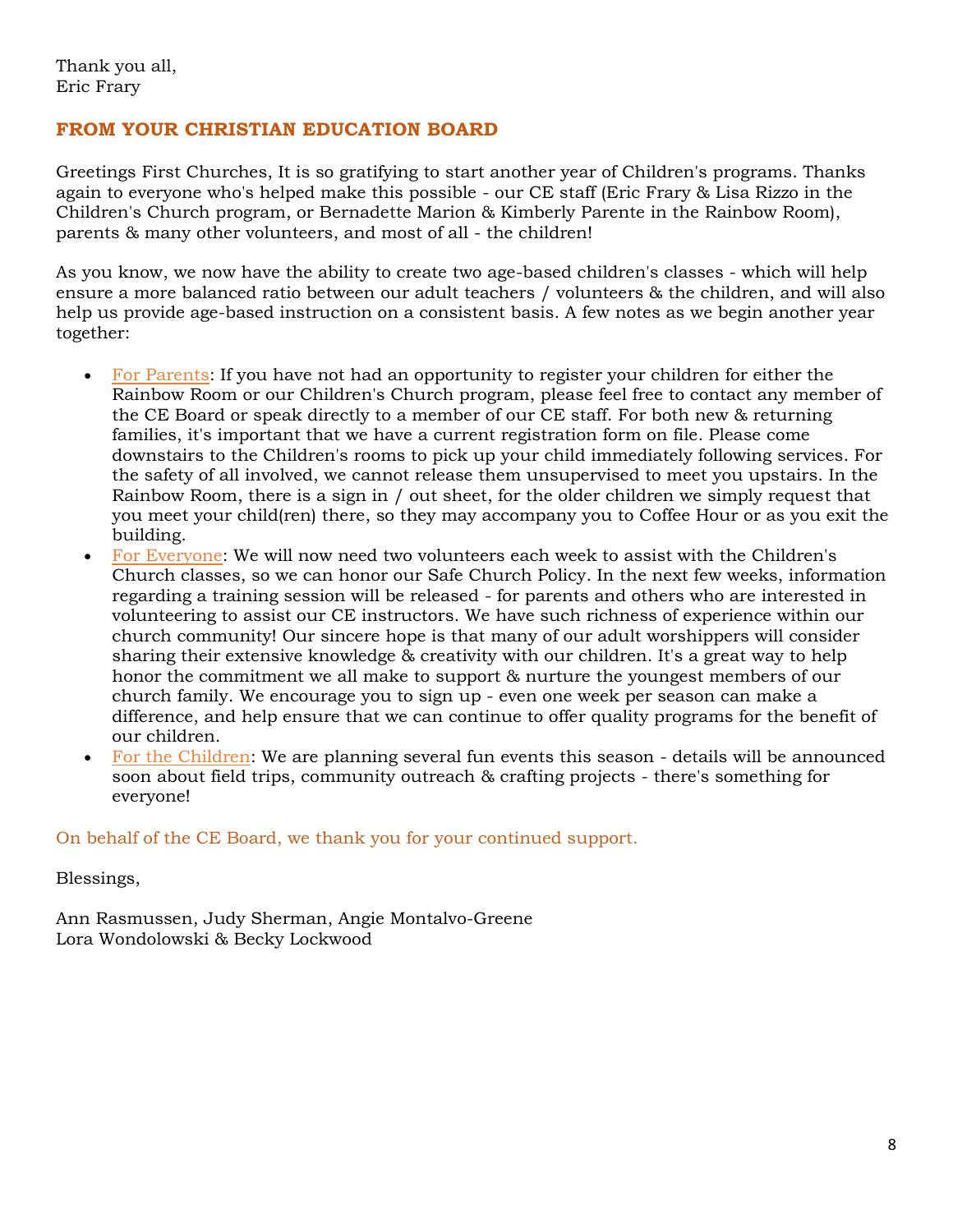Thank you all,
Eric Frary

## FROM YOUR CHRISTIAN EDUCATION BOARD

Greetings First Churches, It is so gratifying to start another year of Children's programs. Thanks again to everyone who's helped make this possible - our CE staff (Eric Frary & Lisa Rizzo in the Children's Church program, or Bernadette Marion & Kimberly Parente in the Rainbow Room), parents & many other volunteers, and most of all - the children!

As you know, we now have the ability to create two age-based children's classes - which will help ensure a more balanced ratio between our adult teachers / volunteers & the children, and will also help us provide age-based instruction on a consistent basis. A few notes as we begin another year together:

- For Parents: If you have not had an opportunity to register your children for either the Rainbow Room or our Children's Church program, please feel free to contact any member of the CE Board or speak directly to a member of our CE staff. For both new & returning families, it's important that we have a current registration form on file. Please come downstairs to the Children's rooms to pick up your child immediately following services. For the safety of all involved, we cannot release them unsupervised to meet you upstairs. In the Rainbow Room, there is a sign in / out sheet, for the older children we simply request that you meet your child(ren) there, so they may accompany you to Coffee Hour or as you exit the building.
- For Everyone: We will now need two volunteers each week to assist with the Children's Church classes, so we can honor our Safe Church Policy. In the next few weeks, information regarding a training session will be released - for parents and others who are interested in volunteering to assist our CE instructors. We have such richness of experience within our church community! Our sincere hope is that many of our adult worshippers will consider sharing their extensive knowledge & creativity with our children. It's a great way to help honor the commitment we all make to support & nurture the youngest members of our church family. We encourage you to sign up - even one week per season can make a difference, and help ensure that we can continue to offer quality programs for the benefit of our children.
- For the Children: We are planning several fun events this season - details will be announced soon about field trips, community outreach & crafting projects - there's something for everyone!

On behalf of the CE Board, we thank you for your continued support.

Blessings,

Ann Rasmussen, Judy Sherman, Angie Montalvo-Greene
Lora Wondolowski & Becky Lockwood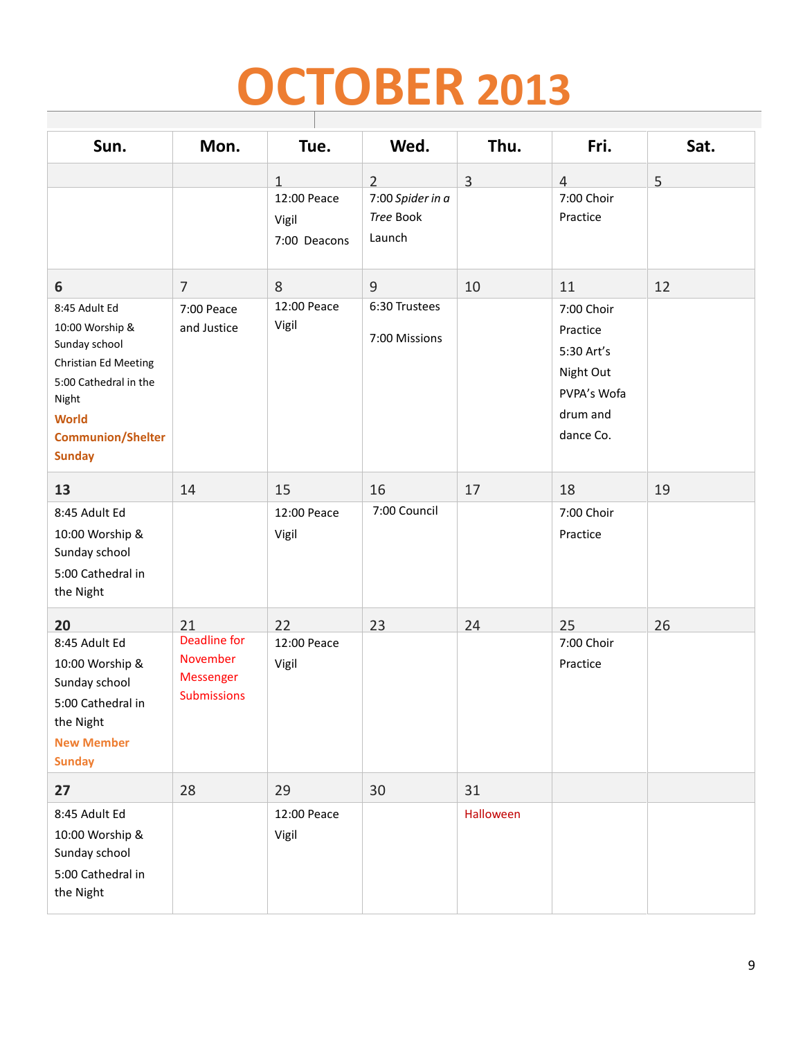# OCTOBER 2013

| Sun. | Mon. | Tue. | Wed. | Thu. | Fri. | Sat. |
|---|---|---|---|---|---|---|
| | | 1<br>12:00 Peace Vigil<br>7:00 Deacons | 2<br>7:00 *Spider in a Tree* Book Launch | 3 | 4<br>7:00 Choir Practice | 5 |
| **6**<br>8:45 Adult Ed<br>10:00 Worship & Sunday school<br>Christian Ed Meeting<br>5:00 Cathedral in the Night<br>**World Communion/Shelter Sunday** | 7<br>7:00 Peace and Justice | 8<br>12:00 Peace Vigil | 9<br>6:30 Trustees<br>7:00 Missions | 10 | 11<br>7:00 Choir Practice<br>5:30 Art's Night Out<br>PVPA's Wofa drum and dance Co. | 12 |
| **13**<br>8:45 Adult Ed<br>10:00 Worship & Sunday school<br>5:00 Cathedral in the Night | 14 | 15<br>12:00 Peace Vigil | 16<br>7:00 Council | 17 | 18<br>7:00 Choir Practice | 19 |
| **20**<br>8:45 Adult Ed<br>10:00 Worship & Sunday school<br>5:00 Cathedral in the Night<br>**New Member Sunday** | 21<br>Deadline for November Messenger Submissions | 22<br>12:00 Peace Vigil | 23 | 24 | 25<br>7:00 Choir Practice | 26 |
| **27**<br>8:45 Adult Ed<br>10:00 Worship & Sunday school<br>5:00 Cathedral in the Night | 28 | 29<br>12:00 Peace Vigil | 30 | 31<br>Halloween | | |